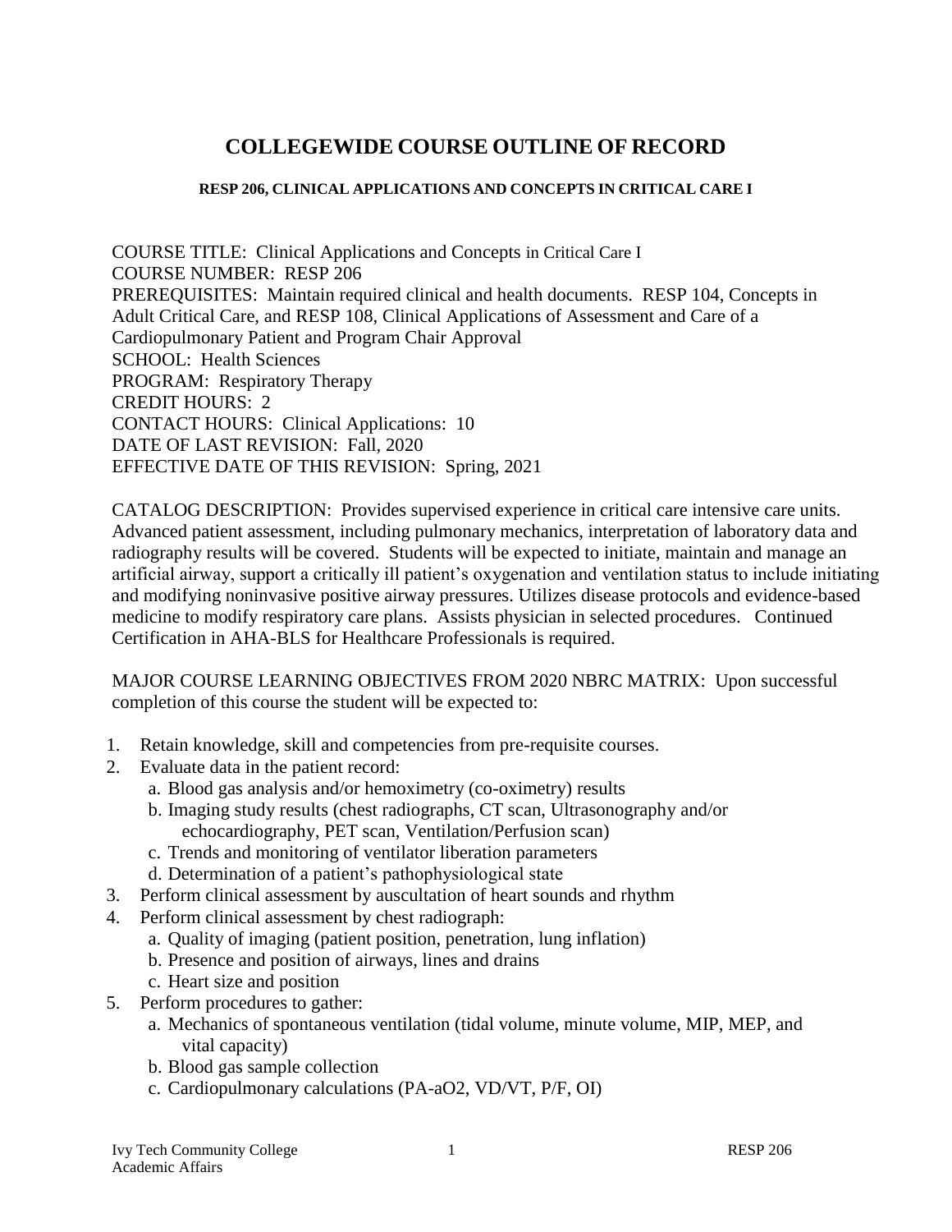# COLLEGEWIDE COURSE OUTLINE OF RECORD

**RESP 206, CLINICAL APPLICATIONS AND CONCEPTS IN CRITICAL CARE I**

COURSE TITLE: Clinical Applications and Concepts in Critical Care I
COURSE NUMBER: RESP 206
PREREQUISITES: Maintain required clinical and health documents. RESP 104, Concepts in Adult Critical Care, and RESP 108, Clinical Applications of Assessment and Care of a Cardiopulmonary Patient and Program Chair Approval
SCHOOL: Health Sciences
PROGRAM: Respiratory Therapy
CREDIT HOURS: 2
CONTACT HOURS: Clinical Applications: 10
DATE OF LAST REVISION: Fall, 2020
EFFECTIVE DATE OF THIS REVISION: Spring, 2021

CATALOG DESCRIPTION: Provides supervised experience in critical care intensive care units. Advanced patient assessment, including pulmonary mechanics, interpretation of laboratory data and radiography results will be covered. Students will be expected to initiate, maintain and manage an artificial airway, support a critically ill patient's oxygenation and ventilation status to include initiating and modifying noninvasive positive airway pressures. Utilizes disease protocols and evidence-based medicine to modify respiratory care plans. Assists physician in selected procedures. Continued Certification in AHA-BLS for Healthcare Professionals is required.

MAJOR COURSE LEARNING OBJECTIVES FROM 2020 NBRC MATRIX: Upon successful completion of this course the student will be expected to:

1. Retain knowledge, skill and competencies from pre-requisite courses.
2. Evaluate data in the patient record:
   a. Blood gas analysis and/or hemoximetry (co-oximetry) results
   b. Imaging study results (chest radiographs, CT scan, Ultrasonography and/or echocardiography, PET scan, Ventilation/Perfusion scan)
   c. Trends and monitoring of ventilator liberation parameters
   d. Determination of a patient's pathophysiological state
3. Perform clinical assessment by auscultation of heart sounds and rhythm
4. Perform clinical assessment by chest radiograph:
   a. Quality of imaging (patient position, penetration, lung inflation)
   b. Presence and position of airways, lines and drains
   c. Heart size and position
5. Perform procedures to gather:
   a. Mechanics of spontaneous ventilation (tidal volume, minute volume, MIP, MEP, and vital capacity)
   b. Blood gas sample collection
   c. Cardiopulmonary calculations ($P_{A-a}O_2$, $V_D/V_T$, P/F, OI)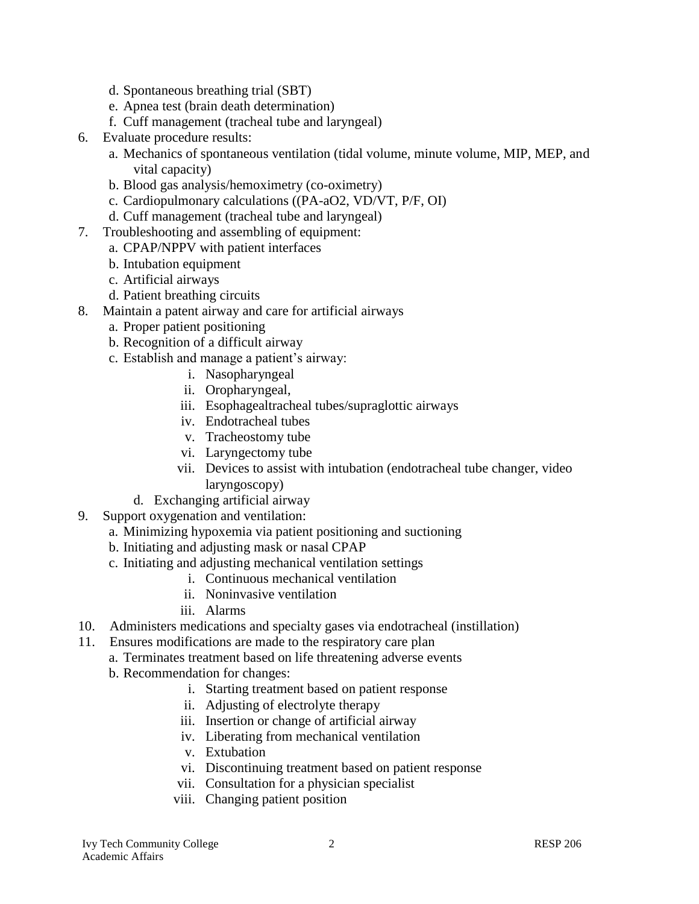d. Spontaneous breathing trial (SBT)
   e. Apnea test (brain death determination)
   f. Cuff management (tracheal tube and laryngeal)
6. Evaluate procedure results:
   a. Mechanics of spontaneous ventilation (tidal volume, minute volume, MIP, MEP, and vital capacity)
   b. Blood gas analysis/hemoximetry (co-oximetry)
   c. Cardiopulmonary calculations ((PA-aO2, VD/VT, P/F, OI)
   d. Cuff management (tracheal tube and laryngeal)
7. Troubleshooting and assembling of equipment:
   a. CPAP/NPPV with patient interfaces
   b. Intubation equipment
   c. Artificial airways
   d. Patient breathing circuits
8. Maintain a patent airway and care for artificial airways
   a. Proper patient positioning
   b. Recognition of a difficult airway
   c. Establish and manage a patient's airway:
      i. Nasopharyngeal
      ii. Oropharyngeal,
      iii. Esophagealtracheal tubes/supraglottic airways
      iv. Endotracheal tubes
      v. Tracheostomy tube
      vi. Laryngectomy tube
      vii. Devices to assist with intubation (endotracheal tube changer, video laryngoscopy)
   d. Exchanging artificial airway
9. Support oxygenation and ventilation:
   a. Minimizing hypoxemia via patient positioning and suctioning
   b. Initiating and adjusting mask or nasal CPAP
   c. Initiating and adjusting mechanical ventilation settings
      i. Continuous mechanical ventilation
      ii. Noninvasive ventilation
      iii. Alarms
10. Administers medications and specialty gases via endotracheal (instillation)
11. Ensures modifications are made to the respiratory care plan
   a. Terminates treatment based on life threatening adverse events
   b. Recommendation for changes:
      i. Starting treatment based on patient response
      ii. Adjusting of electrolyte therapy
      iii. Insertion or change of artificial airway
      iv. Liberating from mechanical ventilation
      v. Extubation
      vi. Discontinuing treatment based on patient response
      vii. Consultation for a physician specialist
      viii. Changing patient position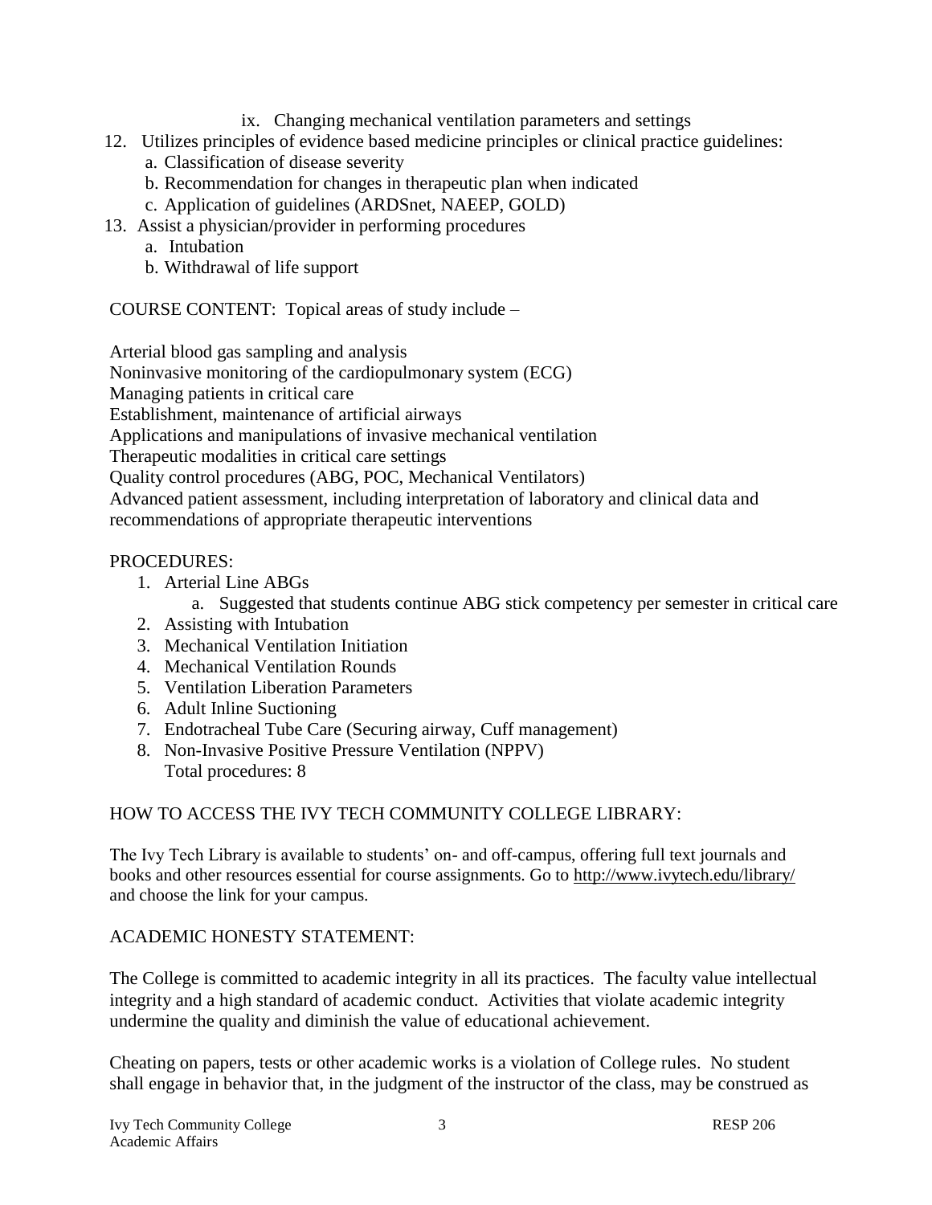ix. Changing mechanical ventilation parameters and settings

12. Utilizes principles of evidence based medicine principles or clinical practice guidelines:
    a. Classification of disease severity
    b. Recommendation for changes in therapeutic plan when indicated
    c. Application of guidelines (ARDSnet, NAEEP, GOLD)
13. Assist a physician/provider in performing procedures
    a. Intubation
    b. Withdrawal of life support

COURSE CONTENT: Topical areas of study include –

Arterial blood gas sampling and analysis
Noninvasive monitoring of the cardiopulmonary system (ECG)
Managing patients in critical care
Establishment, maintenance of artificial airways
Applications and manipulations of invasive mechanical ventilation
Therapeutic modalities in critical care settings
Quality control procedures (ABG, POC, Mechanical Ventilators)
Advanced patient assessment, including interpretation of laboratory and clinical data and recommendations of appropriate therapeutic interventions

PROCEDURES:

1. Arterial Line ABGs
   a. Suggested that students continue ABG stick competency per semester in critical care
2. Assisting with Intubation
3. Mechanical Ventilation Initiation
4. Mechanical Ventilation Rounds
5. Ventilation Liberation Parameters
6. Adult Inline Suctioning
7. Endotracheal Tube Care (Securing airway, Cuff management)
8. Non-Invasive Positive Pressure Ventilation (NPPV)
   Total procedures: 8

HOW TO ACCESS THE IVY TECH COMMUNITY COLLEGE LIBRARY:

The Ivy Tech Library is available to students' on- and off-campus, offering full text journals and books and other resources essential for course assignments. Go to http://www.ivytech.edu/library/ and choose the link for your campus.

ACADEMIC HONESTY STATEMENT:

The College is committed to academic integrity in all its practices. The faculty value intellectual integrity and a high standard of academic conduct. Activities that violate academic integrity undermine the quality and diminish the value of educational achievement.

Cheating on papers, tests or other academic works is a violation of College rules. No student shall engage in behavior that, in the judgment of the instructor of the class, may be construed as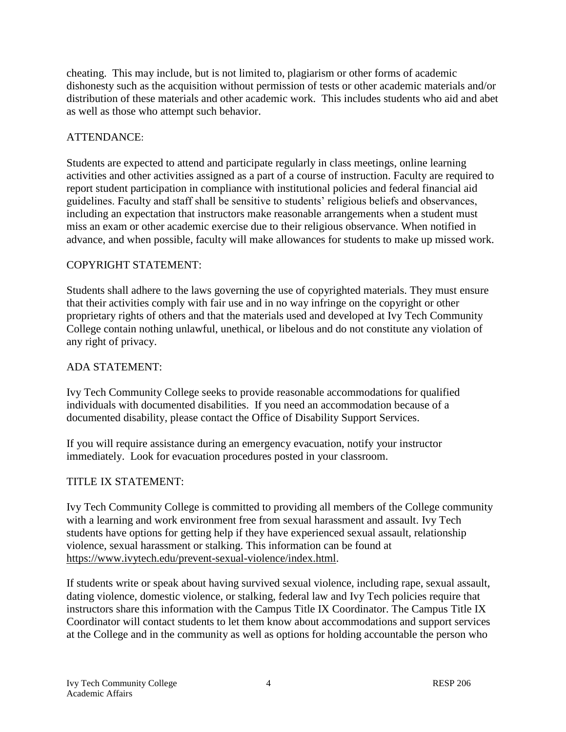cheating. This may include, but is not limited to, plagiarism or other forms of academic dishonesty such as the acquisition without permission of tests or other academic materials and/or distribution of these materials and other academic work. This includes students who aid and abet as well as those who attempt such behavior.

## ATTENDANCE:

Students are expected to attend and participate regularly in class meetings, online learning activities and other activities assigned as a part of a course of instruction. Faculty are required to report student participation in compliance with institutional policies and federal financial aid guidelines. Faculty and staff shall be sensitive to students' religious beliefs and observances, including an expectation that instructors make reasonable arrangements when a student must miss an exam or other academic exercise due to their religious observance. When notified in advance, and when possible, faculty will make allowances for students to make up missed work.

## COPYRIGHT STATEMENT:

Students shall adhere to the laws governing the use of copyrighted materials. They must ensure that their activities comply with fair use and in no way infringe on the copyright or other proprietary rights of others and that the materials used and developed at Ivy Tech Community College contain nothing unlawful, unethical, or libelous and do not constitute any violation of any right of privacy.

## ADA STATEMENT:

Ivy Tech Community College seeks to provide reasonable accommodations for qualified individuals with documented disabilities. If you need an accommodation because of a documented disability, please contact the Office of Disability Support Services.

If you will require assistance during an emergency evacuation, notify your instructor immediately. Look for evacuation procedures posted in your classroom.

## TITLE IX STATEMENT:

Ivy Tech Community College is committed to providing all members of the College community with a learning and work environment free from sexual harassment and assault. Ivy Tech students have options for getting help if they have experienced sexual assault, relationship violence, sexual harassment or stalking. This information can be found at https://www.ivytech.edu/prevent-sexual-violence/index.html.

If students write or speak about having survived sexual violence, including rape, sexual assault, dating violence, domestic violence, or stalking, federal law and Ivy Tech policies require that instructors share this information with the Campus Title IX Coordinator. The Campus Title IX Coordinator will contact students to let them know about accommodations and support services at the College and in the community as well as options for holding accountable the person who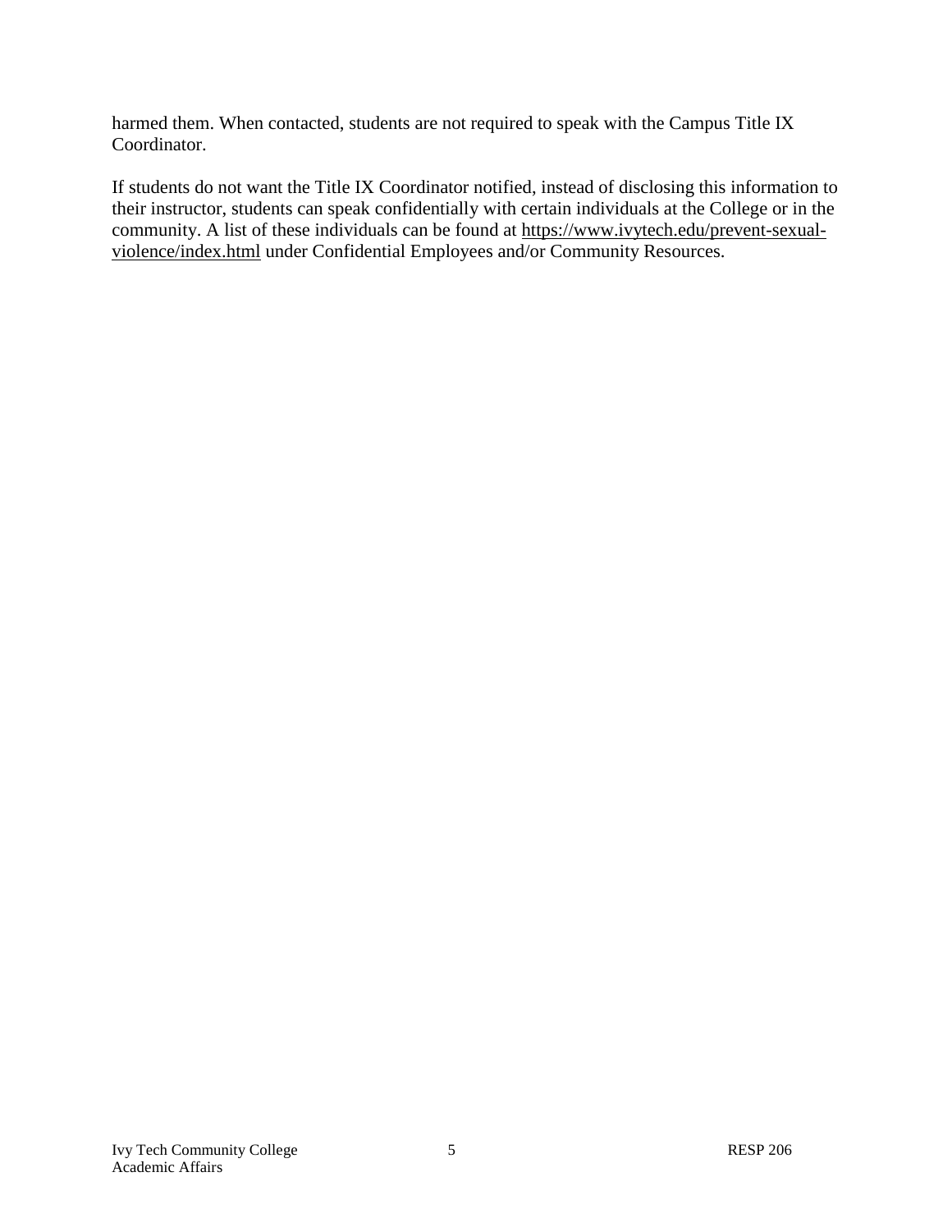harmed them. When contacted, students are not required to speak with the Campus Title IX Coordinator.

If students do not want the Title IX Coordinator notified, instead of disclosing this information to their instructor, students can speak confidentially with certain individuals at the College or in the community. A list of these individuals can be found at https://www.ivytech.edu/prevent-sexual-violence/index.html under Confidential Employees and/or Community Resources.